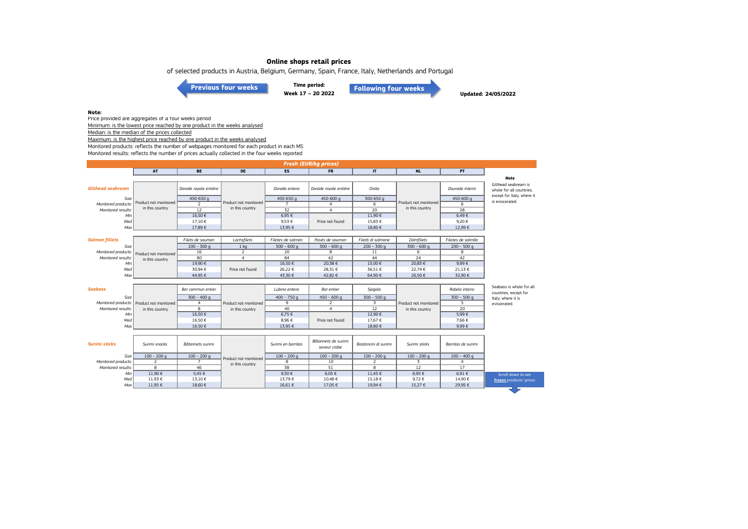# Online shops retail prices

of selected products in Austria, Belgium, Germany, Spain, France, Italy, Netherlands and Portugal

Previous four weeks

**Time period:**
**Week 17 – 20 2022**

Following four weeks

**Updated: 24/05/2022**

**Note:**

Price provided are aggregates of a four weeks period

Minimum: is the lowest price reached by one product in the weeks analysed

Median: is the median of the prices collected

Maximum: is the highest price reached by one product in the weeks analysed

Monitored products: reflects the number of webpages monitored for each product in each MS

Monitored results: reflects the number of prices actually collected in the four weeks reported

## Fresh (EUR/kg prices)

| | AT | BE | DE | ES | FR | IT | NL | PT |
|---|---|---|---|---|---|---|---|---|
| **Gilthead seabream** | Product not monitored in this country | Dorade royale entière | Product not monitored in this country | Dorada entera | Dorade royale entière | Orata | Product not monitored in this country | Dourada inteira |
| Size | | 450-650 g | | 450-650 g | 450-600 g | 300-650 g | | 450-600 g |
| Monitored products: | | 2 | | 7 | 4 | 6 | | 6 |
| Monitored results: | | 12 | | 32 | 4 | 20 | | 28 |
| Min | | 16,50 € | | 6,95 € | Price not found | 11,90 € | | 6,49 € |
| Med | | 17,10 € | | 9,53 € | | 15,83 € | | 9,20 € |
| Max | | 17,89 € | | 13,95 € | | 18,80 € | | 12,99 € |
| **Salmon fillets** | Product not monitored in this country | Filets de saumon | Lachsfilets | Filetes de salmón | Pavès de saumon | Filetti di salmone | Zalmfilets | Filetes de salmão |
| Size | | 100 – 300 g | 1 kg | 300 – 600 g | 300 – 600 g | 200 – 300 g | 300 – 600 g | 200 – 500 g |
| Monitored products: | | 16 | 2 | 20 | 8 | 11 | 6 | 8 |
| Monitored results: | | 80 | 4 | 84 | 42 | 44 | 24 | 42 |
| Min | | 19,90 € | Price not found | 16,50 € | 20,38 € | 15,00 € | 20,83 € | 9,99 € |
| Med | | 30,94 € | | 26,22 € | 28,31 € | 36,51 € | 22,74 € | 21,13 € |
| Max | | 44,95 € | | 43,30 € | 42,82 € | 64,90 € | 26,50 € | 32,90 € |
| **Seabass** | Product not monitored in this country | Bar commun entier | Product not monitored in this country | Lubina entera | Bar entier | Spigola | Product not monitored in this country | Robalo inteiro |
| Size | | 300 – 400 g | | 400 – 750 g | 450 – 600 g | 300 – 500 g | | 300 – 500 g |
| Monitored products: | | 4 | | 9 | 2 | 3 | | 5 |
| Monitored results: | | 8 | | 40 | 4 | 12 | | 20 |
| Min | | 16,50 € | | 6,75 € | Price not found | 12,90 € | | 5,99 € |
| Med | | 16,50 € | | 8,96 € | | 17,67 € | | 7,66 € |
| Max | | 16,50 € | | 13,95 € | | 18,80 € | | 9,99 € |
| **Surimi sticks** | Surimi snacks | Bâtonnets surimi | Product not monitored in this country | Surimi en barritas | Bâtonnets de surimi saveur crabe | Bastoncini di surimi | Surimi sticks | Barritas de surimi |
| Size | 100 – 200 g | 100 – 200 g | | 100 – 200 g | 100 – 200 g | 100 – 200 g | 100 – 200 g | 200 – 400 g |
| Monitored products: | 2 | 7 | | 8 | 10 | 2 | 3 | 4 |
| Monitored results: | 8 | 46 | | 38 | 51 | 8 | 12 | 17 |
| Min | 11,90 € | 5,45 € | | 9,30 € | 6,05 € | 11,45 € | 6,95 € | 6,91 € |
| Med | 11,93 € | 13,10 € | | 13,79 € | 10,48 € | 15,18 € | 9,72 € | 14,90 € |
| Max | 11,95 € | 18,60 € | | 16,61 € | 17,05 € | 19,94 € | 15,27 € | 29,95 € |

***Note***

Gilthead seabream is whole for all countries, except for Italy, where it is eviscerated.

Seabass is whole for all countries, except for Italy, where it is eviscerated.

Scroll down to see **frozen** products' prices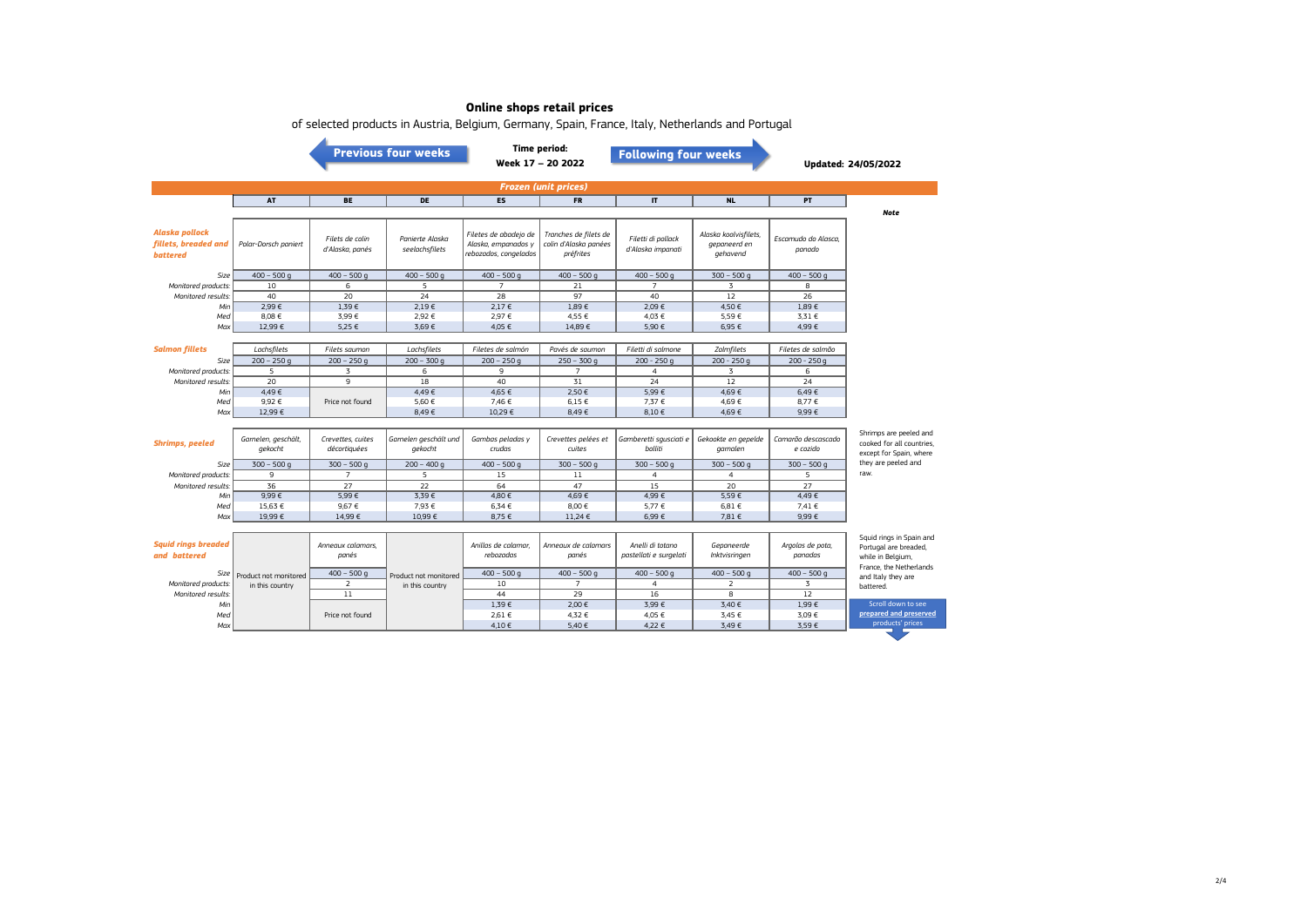# Online shops retail prices

of selected products in Austria, Belgium, Germany, Spain, France, Italy, Netherlands and Portugal

Previous four weeks | **Time period: Week 17 – 20 2022** | Following four weeks | **Updated: 24/05/2022**

## *Frozen (unit prices)*

| | AT | BE | DE | ES | FR | IT | NL | PT | Note |
|---|---|---|---|---|---|---|---|---|---|
| ***Alaska pollock fillets, breaded and battered*** | *Polar-Dorsch paniert* | *Filets de colin d'Alaska, panés* | *Panierte Alaska seelachsfilets* | *Filetes de abadejo de Alaska, empanados y rebozados, congelados* | *Tranches de filets de colin d'Alaska panées préfrites* | *Filetti di pollack d'Alaska impanati* | *Alaska koolvisfilets, gepaneerd en gehavend* | *Escamudo do Alasca, panado* | |
| *Size* | 400 – 500 g | 400 – 500 g | 400 – 500 g | 400 – 500 g | 400 – 500 g | 400 – 500 g | 300 – 500 g | 400 – 500 g | |
| *Monitored products:* | 10 | 6 | 5 | 7 | 21 | 7 | 3 | 8 | |
| *Monitored results:* | 40 | 20 | 24 | 28 | 97 | 40 | 12 | 26 | |
| *Min* | 2,99 € | 1,39 € | 2,19 € | 2,17 € | 1,89 € | 2,09 € | 4,50 € | 1,89 € | |
| *Med* | 8,08 € | 3,99 € | 2,92 € | 2,97 € | 4,55 € | 4,03 € | 5,59 € | 3,31 € | |
| *Max* | 12,99 € | 5,25 € | 3,69 € | 4,05 € | 14,89 € | 5,90 € | 6,95 € | 4,99 € | |
| ***Salmon fillets*** | *Lachsfilets* | *Filets saumon* | *Lachsfilets* | *Filetes de salmón* | *Pavés de saumon* | *Filetti di salmone* | *Zalmfilets* | *Filetes de salmão* | |
| *Size* | 200 – 250 g | 200 – 250 g | 200 – 250 g | 200 – 250 g | 250 – 300 g | 200 – 250 g | 200 – 250 g | 200 – 250 g | |
| *Monitored products:* | 5 | 3 | 6 | 9 | 7 | 4 | 3 | 6 | |
| *Monitored results:* | 20 | 9 | 18 | 40 | 31 | 24 | 12 | 24 | |
| *Min* | 4,49 € | Price not found | 4,49 € | 4,65 € | 2,50 € | 5,99 € | 4,69 € | 6,49 € | |
| *Med* | 9,92 € | | 5,60 € | 7,46 € | 6,15 € | 7,37 € | 4,69 € | 8,77 € | |
| *Max* | 12,99 € | | 8,49 € | 10,29 € | 8,49 € | 8,10 € | 4,69 € | 9,99 € | |
| ***Shrimps, peeled*** | *Garnelen, geschält, gekocht* | *Crevettes, cuites décortiquées* | *Garnelen geschält und gekocht* | *Gambas peladas y crudas* | *Crevettes pelées et cuites* | *Gamberetti sgusciati e bolliti* | *Gekookte en gepelde garnalen* | *Camarão descascado e cozido* | Shrimps are peeled and cooked for all countries, except for Spain, where they are peeled and raw. |
| *Size* | 300 – 500 g | 300 – 500 g | 200 – 400 g | 400 – 500 g | 300 – 500 g | 300 – 500 g | 300 – 500 g | 300 – 500 g | |
| *Monitored products:* | 9 | 7 | 5 | 15 | 11 | 4 | 4 | 5 | |
| *Monitored results:* | 36 | 27 | 22 | 64 | 47 | 15 | 20 | 27 | |
| *Min* | 9,99 € | 5,99 € | 3,39 € | 4,80 € | 4,69 € | 4,99 € | 5,59 € | 4,49 € | |
| *Med* | 15,63 € | 9,67 € | 7,93 € | 6,34 € | 8,00 € | 5,77 € | 6,81 € | 7,41 € | |
| *Max* | 19,99 € | 14,99 € | 10,99 € | 8,75 € | 11,24 € | 6,99 € | 7,81 € | 9,99 € | |
| ***Squid rings breaded and battered*** | Product not monitored in this country | *Anneaux calamars, panés* | Product not monitored in this country | *Anillos de calamar, rebozados* | *Anneaux de calamars panés* | *Anelli di totano pastellati e surgelati* | *Gepaneerde Inktvisringen* | *Argolas de pota, panadas* | Squid rings in Spain and Portugal are breaded, while in Belgium, France, the Netherlands and Italy they are battered. |
| *Size* | | 400 – 500 g | | 400 – 500 g | 400 – 500 g | 400 – 500 g | 400 – 500 g | 400 – 500 g | |
| *Monitored products:* | | 2 | | 10 | 7 | 4 | 2 | 3 | |
| *Monitored results:* | | 11 | | 44 | 29 | 16 | 8 | 12 | |
| *Min* | | Price not found | | 1,39 € | 2,00 € | 3,99 € | 3,40 € | 1,99 € | |
| *Med* | | | | 2,61 € | 4,32 € | 4,05 € | 3,45 € | 3,09 € | |
| *Max* | | | | 4,10 € | 5,40 € | 4,22 € | 3,49 € | 3,59 € | |

Scroll down to see **prepared and preserved** products' prices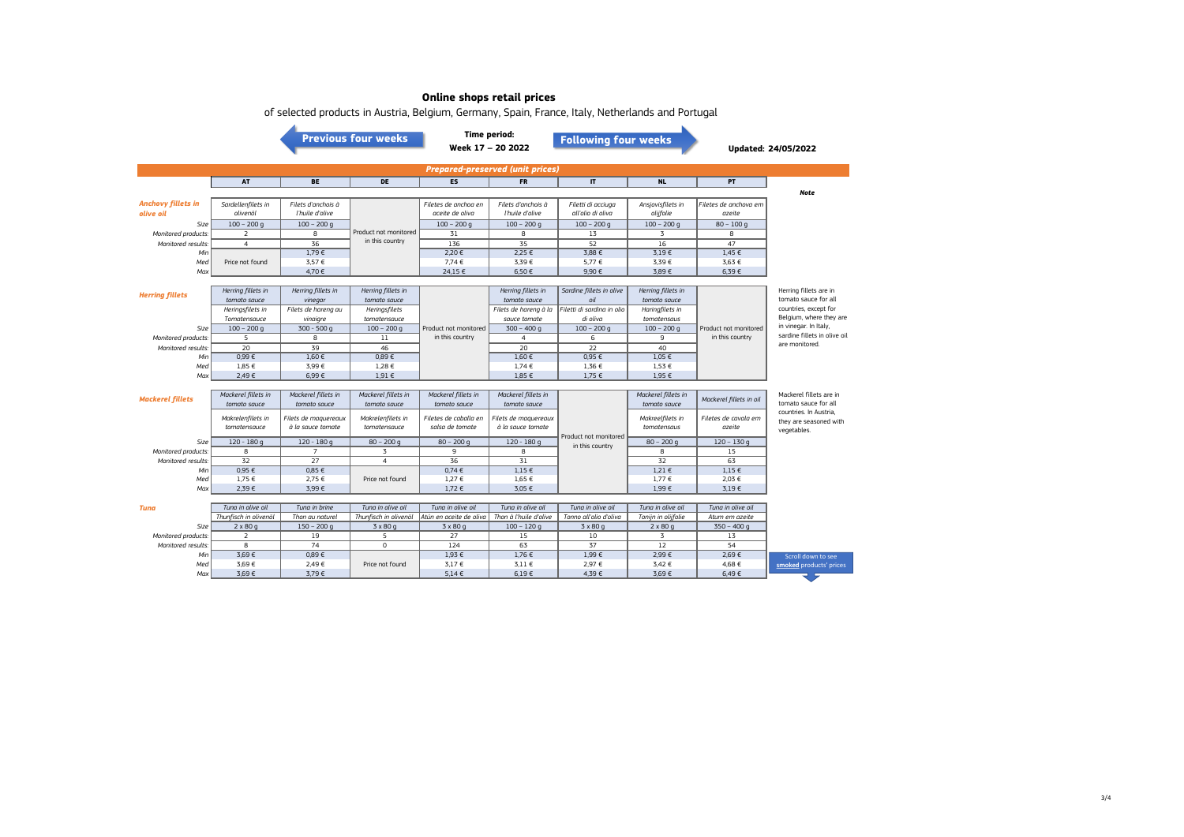# Online shops retail prices

of selected products in Austria, Belgium, Germany, Spain, France, Italy, Netherlands and Portugal

Previous four weeks | **Time period: Week 17 – 20 2022** | Following four weeks

**Updated: 24/05/2022**

## Prepared-preserved (unit prices)

| | AT | BE | DE | ES | FR | IT | NL | PT | Note |
|---|---|---|---|---|---|---|---|---|---|
| ***Anchovy fillets in olive oil*** | *Sardellenfilets in olivenöl* | *Filets d'anchois à l'huile d'olive* | Product not monitored in this country | *Filetes de anchoa en aceite de oliva* | *Filets d'anchois à l'huile d'olive* | *Filetti di acciuga all'olio di oliva* | *Ansjovisfilets in olijfolie* | *Filetes de anchova em azeite* | |
| *Size* | 100 – 200 g | 100 – 200 g | | 100 – 200 g | 100 – 200 g | 100 – 200 g | 100 – 200 g | 80 – 100 g | |
| *Monitored products:* | 2 | 8 | | 31 | 8 | 13 | 3 | 8 | |
| *Monitored results:* | 4 | 36 | | 136 | 35 | 52 | 16 | 47 | |
| *Min* | Price not found | 1,79 € | | 2,20 € | 2,25 € | 3,88 € | 3,19 € | 1,45 € | |
| *Med* | | 3,57 € | | 7,74 € | 3,39 € | 5,77 € | 3,39 € | 3,63 € | |
| *Max* | | 4,70 € | | 24,15 € | 6,50 € | 9,90 € | 3,89 € | 6,39 € | |
| ***Herring fillets*** | *Herring fillets in tomato sauce* | *Herring fillets in vinegar* | *Herring fillets in tomato sauce* | Product not monitored in this country | *Herring fillets in tomato sauce* | *Sardine fillets in olive oil* | *Herring fillets in tomato sauce* | Product not monitored in this country | Herring fillets are in tomato sauce for all countries, except for Belgium, where they are in vinegar. In Italy, sardine fillets in olive oil are monitored. |
| | *Heringsfilets in Tomatensauce* | *Filets de hareng au vinaigre* | *Heringsfilets Tomatensauce* | | *Filets de hareng à la sauce tomate* | *Filetti di sardina in olio di oliva* | *Haringfilets in tomatensaus* | | |
| *Size* | 100 – 200 g | 300 - 500 g | 100 – 200 g | | 300 – 400 g | 100 – 200 g | 100 – 200 g | | |
| *Monitored products:* | 5 | 8 | 11 | | 4 | 6 | 9 | | |
| *Monitored results:* | 20 | 39 | 46 | | 20 | 22 | 40 | | |
| *Min* | 0,99 € | 1,60 € | 0,89 € | | 1,60 € | 0,95 € | 1,05 € | | |
| *Med* | 1,85 € | 3,99 € | 1,28 € | | 1,74 € | 1,36 € | 1,53 € | | |
| *Max* | 2,49 € | 6,99 € | 1,91 € | | 1,85 € | 1,75 € | 1,95 € | | |
| ***Mackerel fillets*** | *Mackerel fillets in tomato sauce* | *Mackerel fillets in tomato sauce* | *Mackerel fillets in tomato sauce* | *Mackerel fillets in tomato sauce* | *Mackerel fillets in tomato sauce* | Product not monitored in this country | *Mackerel fillets in tomato sauce* | *Mackerel fillets in oil* | Mackerel fillets are in tomato sauce for all countries. In Austria, they are seasoned with vegetables. |
| | *Makrelenfilets in tomatensauce* | *Filets de maquereaux à la sauce tomate* | *Makrelenfilets in tomatensauce* | *Filetes de caballa en salsa de tomate* | *Filets de maquereaux à la sauce tomate* | | *Makreelfilets in tomatensaus* | *Filetes de cavala em azeite* | |
| *Size* | 120 - 180 g | 120 - 180 g | 80 – 200 g | 80 – 200 g | 120 – 180 g | | 80 – 200 g | 120 – 130 g | |
| *Monitored products:* | 8 | 7 | 3 | 9 | 8 | | 8 | 15 | |
| *Monitored results:* | 32 | 27 | 4 | 36 | 31 | | 32 | 63 | |
| *Min* | 0,95 € | 0,85 € | Price not found | 0,74 € | 1,15 € | | 1,21 € | 1,15 € | |
| *Med* | 1,75 € | 2,75 € | | 1,27 € | 1,65 € | | 1,77 € | 2,03 € | |
| *Max* | 2,39 € | 3,99 € | | 1,72 € | 3,05 € | | 1,99 € | 3,19 € | |
| ***Tuna*** | *Tuna in olive oil* | *Tuna in brine* | *Tuna in olive oil* | *Tuna in olive oil* | *Tuna in olive oil* | *Tuna in olive oil* | *Tuna in olive oil* | *Tuna in olive oil* | |
| | *Thunfisch in olivenöl* | *Thon au naturel* | *Thunfisch in olivenöl* | *Atún en aceite de oliva* | *Thon à l'huile d'olive* | *Tonno all'olio d'oliva* | *Tonijn in olijfolie* | *Atum em azeite* | |
| *Size* | 2 x 80 g | 150 – 200 g | 3 x 80 g | 3 x 80 g | 100 – 120 g | 3 x 80 g | 2 x 80 g | 350 – 400 g | |
| *Monitored products:* | 2 | 19 | 5 | 27 | 15 | 10 | 3 | 13 | |
| *Monitored results:* | 8 | 74 | 0 | 124 | 63 | 37 | 12 | 54 | |
| *Min* | 3,69 € | 0,89 € | Price not found | 1,93 € | 1,76 € | 1,99 € | 2,99 € | 2,69 € | |
| *Med* | 3,69 € | 2,49 € | | 3,17 € | 3,11 € | 2,97 € | 3,42 € | 4,68 € | |
| *Max* | 3,69 € | 3,79 € | | 5,14 € | 6,19 € | 4,39 € | 3,69 € | 6,49 € | |

Scroll down to see **smoked** products' prices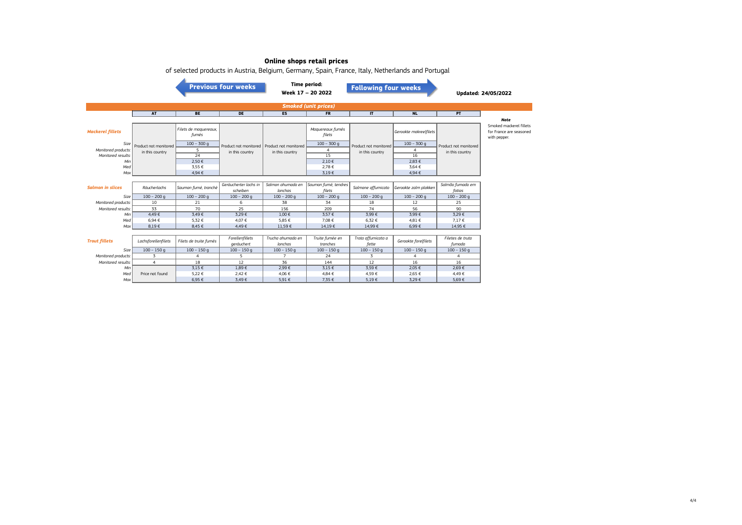# Online shops retail prices

of selected products in Austria, Belgium, Germany, Spain, France, Italy, Netherlands and Portugal

Previous four weeks

**Time period:**
**Week 17 – 20 2022**

Following four weeks

**Updated: 24/05/2022**

## *Smoked (unit prices)*

| | AT | BE | DE | ES | FR | IT | NL | PT |
|---|---|---|---|---|---|---|---|---|
| ***Mackerel fillets*** | Product not monitored in this country | *Filets de maquereaux, fumés* | Product not monitored in this country | Product not monitored in this country | *Maquereaux fumés filets* | Product not monitored in this country | *Gerookte makreelfilets* | Product not monitored in this country |
| *Size* | | 100 – 300 g | | | 100 – 300 g | | 100 – 300 g | |
| *Monitored products:* | | 5 | | | 4 | | 4 | |
| *Monitored results:* | | 24 | | | 15 | | 16 | |
| *Min* | | 2,50 € | | | 2,10 € | | 2,83 € | |
| *Med* | | 3,55 € | | | 2,78 € | | 3,64 € | |
| *Max* | | 4,94 € | | | 3,19 € | | 4,94 € | |
| ***Salmon in slices*** | *Räucherlachs* | *Saumon fumé, tranché* | *Geräucherter lachs in scheiben* | *Salmon ahumado en lonchas* | *Saumon fumé, tendres filets* | *Salmone affumicato* | *Gerookte zalm plakken* | *Salmão fumado em fatias* |
| *Size* | 100 – 200 g | 100 – 200 g | 100 – 200 g | 100 – 200 g | 100 – 200 g | 100 – 200 g | 100 – 200 g | 100 – 200 g |
| *Monitored products:* | 10 | 21 | 6 | 38 | 34 | 18 | 12 | 25 |
| *Monitored results:* | 33 | 70 | 25 | 156 | 209 | 74 | 56 | 90 |
| *Min* | 4,49 € | 3,49 € | 3,29 € | 1,00 € | 3,57 € | 3,99 € | 3,99 € | 3,29 € |
| *Med* | 6,94 € | 5,32 € | 4,07 € | 5,85 € | 7,08 € | 6,32 € | 4,81 € | 7,17 € |
| *Max* | 8,19 € | 8,45 € | 4,49 € | 11,59 € | 14,19 € | 14,99 € | 6,99 € | 14,95 € |
| ***Trout fillets*** | *Lachsforellenfilets* | *Filets de truite fumés* | *Forellenfilets geräuchert* | *Trucha ahumada en lonchas* | *Truite fumée en tranches* | *Trota affumicata a fette* | *Gerookte forelfilets* | *Filetes de truta fumada* |
| *Size* | 100 – 150 g | 100 – 150 g | 100 – 150 g | 100 – 150 g | 100 – 150 g | 100 – 150 g | 100 – 150 g | 100 – 150 g |
| *Monitored products:* | 3 | 4 | 5 | 7 | 24 | 3 | 4 | 4 |
| *Monitored results:* | 4 | 18 | 12 | 36 | 144 | 12 | 16 | 16 |
| *Min* | Price not found | 3,15 € | 1,89 € | 2,99 € | 3,15 € | 3,59 € | 2,05 € | 2,69 € |
| *Med* | | 5,22 € | 2,42 € | 4,06 € | 4,84 € | 4,59 € | 2,65 € | 4,49 € |
| *Max* | | 6,95 € | 3,49 € | 5,91 € | 7,35 € | 5,19 € | 3,29 € | 5,69 € |

***Note***

Smoked mackerel fillets for France are seasoned with pepper.